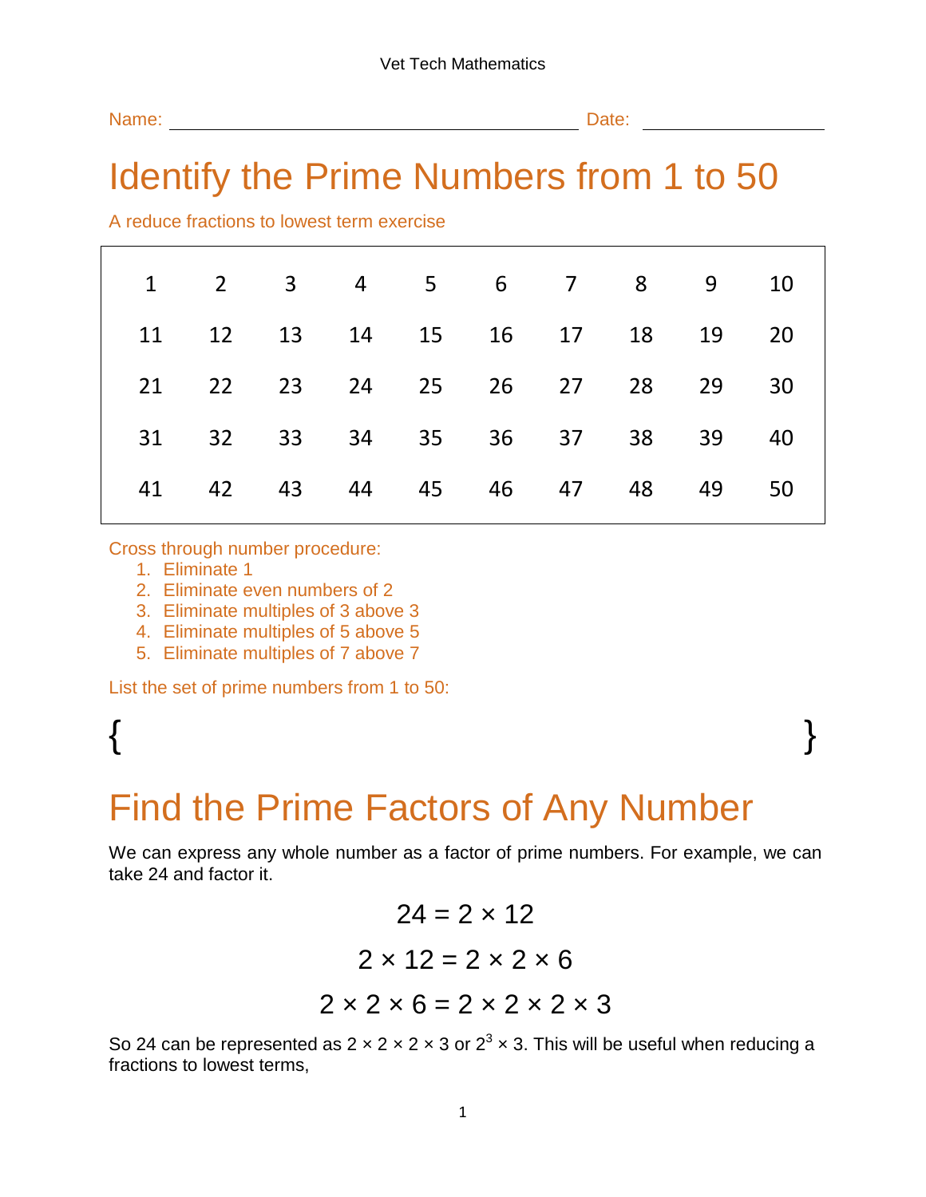Name: \_\_\_\_\_\_\_\_\_\_\_\_\_\_\_\_\_\_\_\_\_\_\_\_\_\_\_\_\_\_\_\_ Date: \_\_\_\_\_\_\_\_\_\_\_\_\_\_\_\_

# Identify the Prime Numbers from 1 to 50

A reduce fractions to lowest term exercise

| | | | | | | | | | |
|---|---|---|---|---|---|---|---|---|---|
| 1 | 2 | 3 | 4 | 5 | 6 | 7 | 8 | 9 | 10 |
| 11 | 12 | 13 | 14 | 15 | 16 | 17 | 18 | 19 | 20 |
| 21 | 22 | 23 | 24 | 25 | 26 | 27 | 28 | 29 | 30 |
| 31 | 32 | 33 | 34 | 35 | 36 | 37 | 38 | 39 | 40 |
| 41 | 42 | 43 | 44 | 45 | 46 | 47 | 48 | 49 | 50 |

Cross through number procedure:

1. Eliminate 1
2. Eliminate even numbers of 2
3. Eliminate multiples of 3 above 3
4. Eliminate multiples of 5 above 5
5. Eliminate multiples of 7 above 7

List the set of prime numbers from 1 to 50:

{ }

# Find the Prime Factors of Any Number

We can express any whole number as a factor of prime numbers. For example, we can take 24 and factor it.

$$24 = 2 \times 12$$

$$2 \times 12 = 2 \times 2 \times 6$$

$$2 \times 2 \times 6 = 2 \times 2 \times 2 \times 3$$

So 24 can be represented as $2 \times 2 \times 2 \times 3$ or $2^3 \times 3$. This will be useful when reducing a fractions to lowest terms,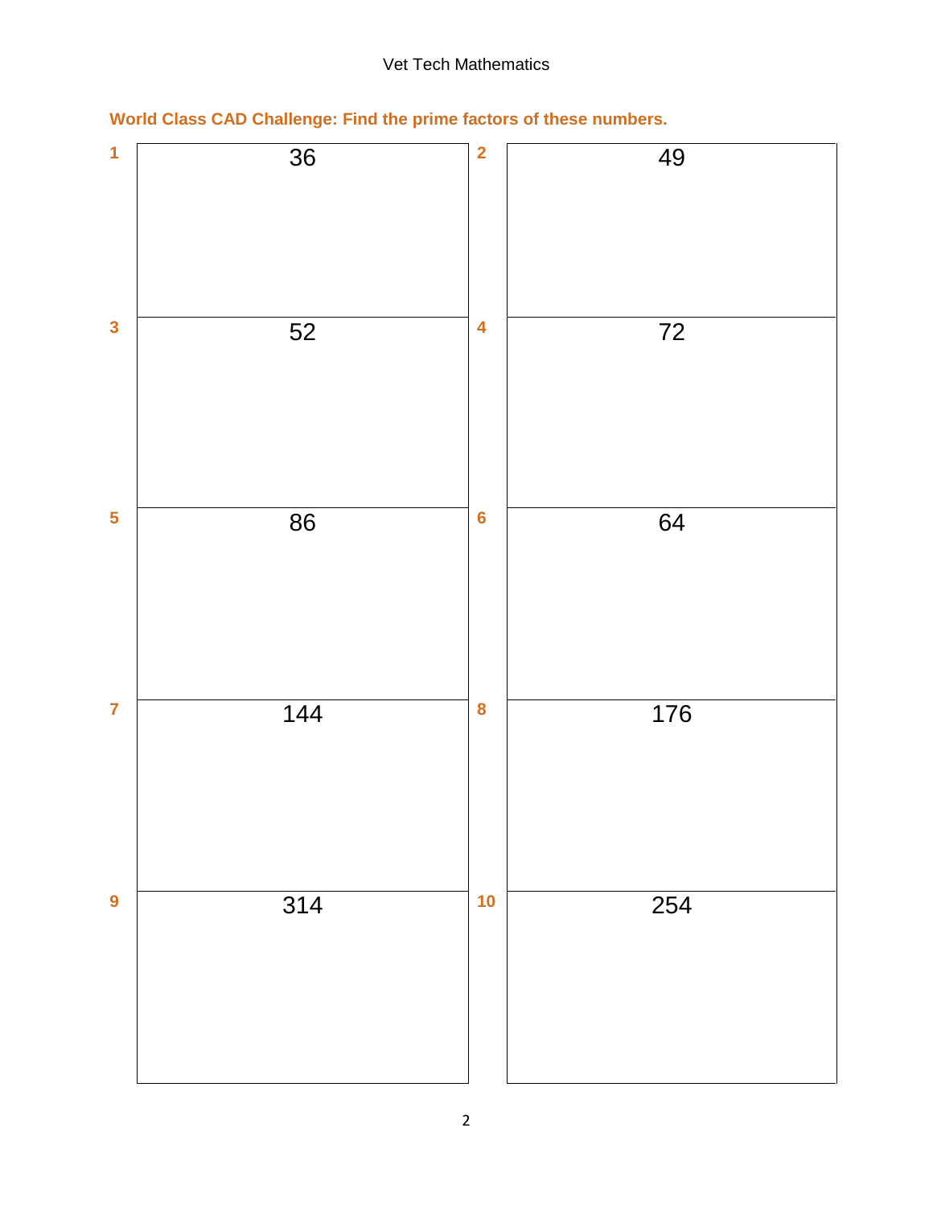**World Class CAD Challenge: Find the prime factors of these numbers.**

| # | Number | # | Number |
|---|---|---|---|
| 1 | 36 | 2 | 49 |
| 3 | 52 | 4 | 72 |
| 5 | 86 | 6 | 64 |
| 7 | 144 | 8 | 176 |
| 9 | 314 | 10 | 254 |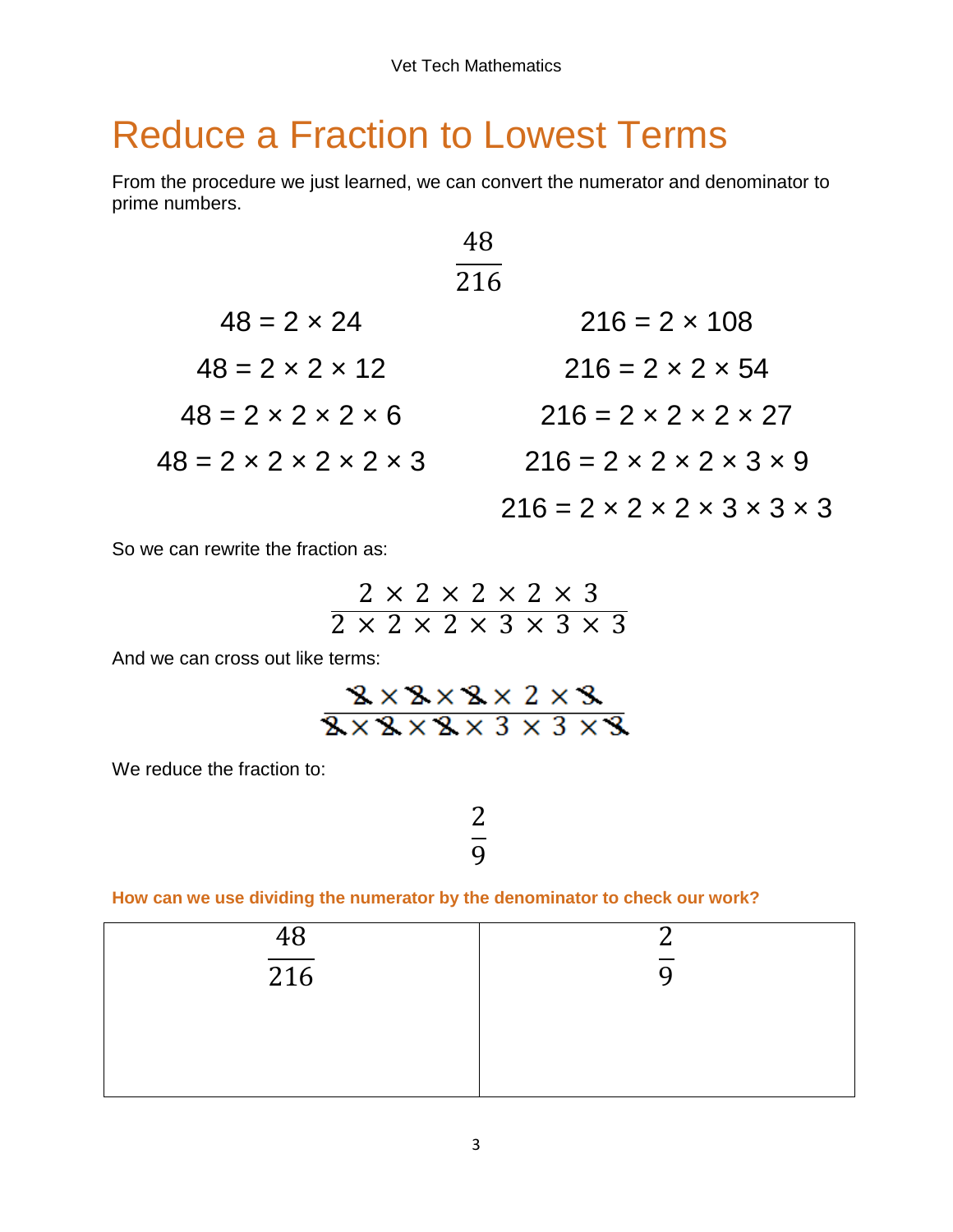# Reduce a Fraction to Lowest Terms

From the procedure we just learned, we can convert the numerator and denominator to prime numbers.

$$\frac{48}{216}$$

| | |
|---|---|
| $48 = 2 \times 24$ | $216 = 2 \times 108$ |
| $48 = 2 \times 2 \times 12$ | $216 = 2 \times 2 \times 54$ |
| $48 = 2 \times 2 \times 2 \times 6$ | $216 = 2 \times 2 \times 2 \times 27$ |
| $48 = 2 \times 2 \times 2 \times 2 \times 3$ | $216 = 2 \times 2 \times 2 \times 3 \times 9$ |
| | $216 = 2 \times 2 \times 2 \times 3 \times 3 \times 3$ |

So we can rewrite the fraction as:

$$\frac{2 \times 2 \times 2 \times 2 \times 3}{2 \times 2 \times 2 \times 3 \times 3 \times 3}$$

And we can cross out like terms:

$$\frac{\cancel{2} \times \cancel{2} \times \cancel{2} \times 2 \times \cancel{3}}{\cancel{2} \times \cancel{2} \times \cancel{2} \times 3 \times 3 \times \cancel{3}}$$

We reduce the fraction to:

$$\frac{2}{9}$$

**How can we use dividing the numerator by the denominator to check our work?**

| $\frac{48}{216}$ | $\frac{2}{9}$ |
|---|---|
| | |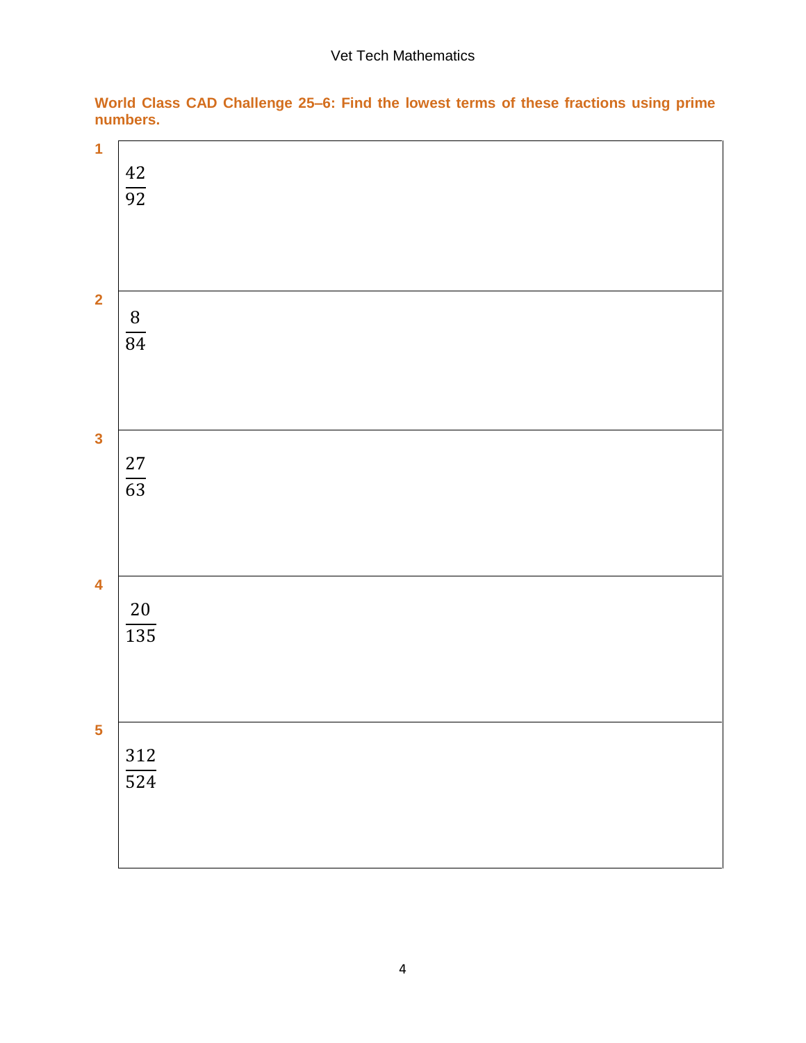**World Class CAD Challenge 25–6: Find the lowest terms of these fractions using prime numbers.**

1.

$$\frac{42}{92}$$

2.

$$\frac{8}{84}$$

3.

$$\frac{27}{63}$$

4.

$$\frac{20}{135}$$

5.

$$\frac{312}{524}$$